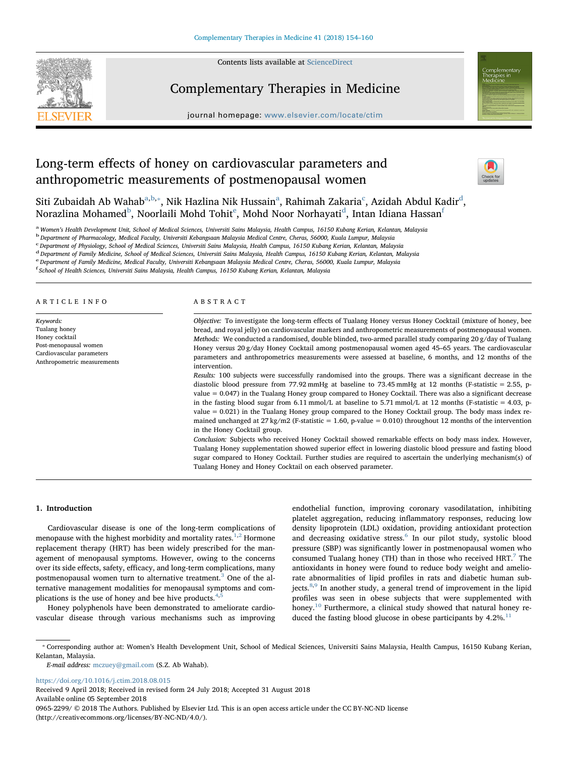# Long-term effects of honey on cardiovascular parameters and anthropometric measurements of postmenopausal women

Siti Zubaidah Ab Wahab[a,b,*], Nik Hazlina Nik Hussain[a], Rahimah Zakaria[c], Azidah Abdul Kadir[d], Norazlina Mohamed[b], Noorlaili Mohd Tohit[e], Mohd Noor Norhayati[d], Intan Idiana Hassan[f]

[a] *Women's Health Development Unit, School of Medical Sciences, Universiti Sains Malaysia, Health Campus, 16150 Kubang Kerian, Kelantan, Malaysia*
[b] *Department of Pharmacology, Medical Faculty, Universiti Kebangsaan Malaysia Medical Centre, Cheras, 56000, Kuala Lumpur, Malaysia*
[c] *Department of Physiology, School of Medical Sciences, Universiti Sains Malaysia, Health Campus, 16150 Kubang Kerian, Kelantan, Malaysia*
[d] *Department of Family Medicine, School of Medical Sciences, Universiti Sains Malaysia, Health Campus, 16150 Kubang Kerian, Kelantan, Malaysia*
[e] *Department of Family Medicine, Medical Faculty, Universiti Kebangsaan Malaysia Medical Centre, Cheras, 56000, Kuala Lumpur, Malaysia*
[f] *School of Health Sciences, Universiti Sains Malaysia, Health Campus, 16150 Kubang Kerian, Kelantan, Malaysia*

## ARTICLE INFO

*Keywords:*
Tualang honey
Honey cocktail
Post-menopausal women
Cardiovascular parameters
Anthropometric measurements

## ABSTRACT

*Objective:* To investigate the long-term effects of Tualang Honey versus Honey Cocktail (mixture of honey, bee bread, and royal jelly) on cardiovascular markers and anthropometric measurements of postmenopausal women.

*Methods:* We conducted a randomised, double blinded, two-armed parallel study comparing 20 g/day of Tualang Honey versus 20 g/day Honey Cocktail among postmenopausal women aged 45–65 years. The cardiovascular parameters and anthropometrics measurements were assessed at baseline, 6 months, and 12 months of the intervention.

*Results:* 100 subjects were successfully randomised into the groups. There was a significant decrease in the diastolic blood pressure from 77.92 mmHg at baseline to 73.45 mmHg at 12 months (F-statistic = 2.55, p-value = 0.047) in the Tualang Honey group compared to Honey Cocktail. There was also a significant decrease in the fasting blood sugar from 6.11 mmol/L at baseline to 5.71 mmol/L at 12 months (F-statistic = 4.03, p-value = 0.021) in the Tualang Honey group compared to the Honey Cocktail group. The body mass index remained unchanged at 27 kg/m2 (F-statistic = 1.60, p-value = 0.010) throughout 12 months of the intervention in the Honey Cocktail group.

*Conclusion:* Subjects who received Honey Cocktail showed remarkable effects on body mass index. However, Tualang Honey supplementation showed superior effect in lowering diastolic blood pressure and fasting blood sugar compared to Honey Cocktail. Further studies are required to ascertain the underlying mechanism(s) of Tualang Honey and Honey Cocktail on each observed parameter.

## 1. Introduction

Cardiovascular disease is one of the long-term complications of menopause with the highest morbidity and mortality rates.[1,2] Hormone replacement therapy (HRT) has been widely prescribed for the management of menopausal symptoms. However, owing to the concerns over its side effects, safety, efficacy, and long-term complications, many postmenopausal women turn to alternative treatment.[3] One of the alternative management modalities for menopausal symptoms and complications is the use of honey and bee hive products.[4,5]

Honey polyphenols have been demonstrated to ameliorate cardiovascular disease through various mechanisms such as improving endothelial function, improving coronary vasodilatation, inhibiting platelet aggregation, reducing inflammatory responses, reducing low density lipoprotein (LDL) oxidation, providing antioxidant protection and decreasing oxidative stress.[6] In our pilot study, systolic blood pressure (SBP) was significantly lower in postmenopausal women who consumed Tualang honey (TH) than in those who received HRT.[7] The antioxidants in honey were found to reduce body weight and ameliorate abnormalities of lipid profiles in rats and diabetic human subjects.[8,9] In another study, a general trend of improvement in the lipid profiles was seen in obese subjects that were supplemented with honey.[10] Furthermore, a clinical study showed that natural honey reduced the fasting blood glucose in obese participants by 4.2%.[11]

---

* Corresponding author at: Women's Health Development Unit, School of Medical Sciences, Universiti Sains Malaysia, Health Campus, 16150 Kubang Kerian, Kelantan, Malaysia.
*E-mail address:* mczuey@gmail.com (S.Z. Ab Wahab).

https://doi.org/10.1016/j.ctim.2018.08.015
Received 9 April 2018; Received in revised form 24 July 2018; Accepted 31 August 2018
Available online 05 September 2018
0965-2299/ © 2018 The Authors. Published by Elsevier Ltd. This is an open access article under the CC BY-NC-ND license (http://creativecommons.org/licenses/BY-NC-ND/4.0/).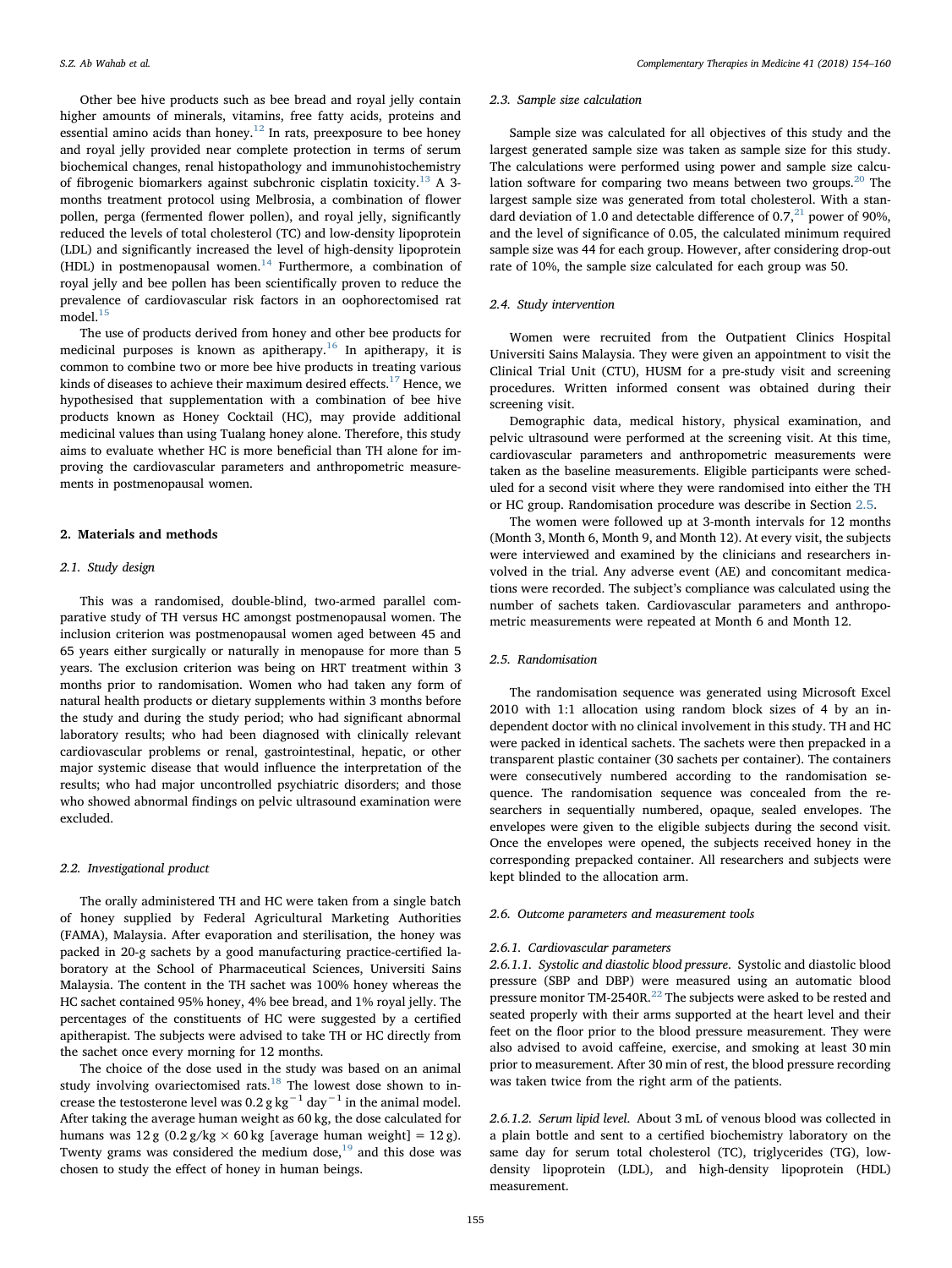Other bee hive products such as bee bread and royal jelly contain higher amounts of minerals, vitamins, free fatty acids, proteins and essential amino acids than honey.[12] In rats, preexposure to bee honey and royal jelly provided near complete protection in terms of serum biochemical changes, renal histopathology and immunohistochemistry of fibrogenic biomarkers against subchronic cisplatin toxicity.[13] A 3-months treatment protocol using Melbrosia, a combination of flower pollen, perga (fermented flower pollen), and royal jelly, significantly reduced the levels of total cholesterol (TC) and low-density lipoprotein (LDL) and significantly increased the level of high-density lipoprotein (HDL) in postmenopausal women.[14] Furthermore, a combination of royal jelly and bee pollen has been scientifically proven to reduce the prevalence of cardiovascular risk factors in an oophorectomised rat model.[15]

The use of products derived from honey and other bee products for medicinal purposes is known as apitherapy.[16] In apitherapy, it is common to combine two or more bee hive products in treating various kinds of diseases to achieve their maximum desired effects.[17] Hence, we hypothesised that supplementation with a combination of bee hive products known as Honey Cocktail (HC), may provide additional medicinal values than using Tualang honey alone. Therefore, this study aims to evaluate whether HC is more beneficial than TH alone for improving the cardiovascular parameters and anthropometric measurements in postmenopausal women.

## 2. Materials and methods

### 2.1. Study design

This was a randomised, double-blind, two-armed parallel comparative study of TH versus HC amongst postmenopausal women. The inclusion criterion was postmenopausal women aged between 45 and 65 years either surgically or naturally in menopause for more than 5 years. The exclusion criterion was being on HRT treatment within 3 months prior to randomisation. Women who had taken any form of natural health products or dietary supplements within 3 months before the study and during the study period; who had significant abnormal laboratory results; who had been diagnosed with clinically relevant cardiovascular problems or renal, gastrointestinal, hepatic, or other major systemic disease that would influence the interpretation of the results; who had major uncontrolled psychiatric disorders; and those who showed abnormal findings on pelvic ultrasound examination were excluded.

### 2.2. Investigational product

The orally administered TH and HC were taken from a single batch of honey supplied by Federal Agricultural Marketing Authorities (FAMA), Malaysia. After evaporation and sterilisation, the honey was packed in 20-g sachets by a good manufacturing practice-certified laboratory at the School of Pharmaceutical Sciences, Universiti Sains Malaysia. The content in the TH sachet was 100% honey whereas the HC sachet contained 95% honey, 4% bee bread, and 1% royal jelly. The percentages of the constituents of HC were suggested by a certified apitherapist. The subjects were advised to take TH or HC directly from the sachet once every morning for 12 months.

The choice of the dose used in the study was based on an animal study involving ovariectomised rats.[18] The lowest dose shown to increase the testosterone level was $0.2\ \text{g kg}^{-1}\ \text{day}^{-1}$ in the animal model. After taking the average human weight as 60 kg, the dose calculated for humans was 12 g ($0.2\ \text{g/kg} \times 60\ \text{kg}$ [average human weight] = 12 g). Twenty grams was considered the medium dose,[19] and this dose was chosen to study the effect of honey in human beings.

### 2.3. Sample size calculation

Sample size was calculated for all objectives of this study and the largest generated sample size was taken as sample size for this study. The calculations were performed using power and sample size calculation software for comparing two means between two groups.[20] The largest sample size was generated from total cholesterol. With a standard deviation of 1.0 and detectable difference of 0.7,[21] power of 90%, and the level of significance of 0.05, the calculated minimum required sample size was 44 for each group. However, after considering drop-out rate of 10%, the sample size calculated for each group was 50.

### 2.4. Study intervention

Women were recruited from the Outpatient Clinics Hospital Universiti Sains Malaysia. They were given an appointment to visit the Clinical Trial Unit (CTU), HUSM for a pre-study visit and screening procedures. Written informed consent was obtained during their screening visit.

Demographic data, medical history, physical examination, and pelvic ultrasound were performed at the screening visit. At this time, cardiovascular parameters and anthropometric measurements were taken as the baseline measurements. Eligible participants were scheduled for a second visit where they were randomised into either the TH or HC group. Randomisation procedure was describe in Section 2.5.

The women were followed up at 3-month intervals for 12 months (Month 3, Month 6, Month 9, and Month 12). At every visit, the subjects were interviewed and examined by the clinicians and researchers involved in the trial. Any adverse event (AE) and concomitant medications were recorded. The subject's compliance was calculated using the number of sachets taken. Cardiovascular parameters and anthropometric measurements were repeated at Month 6 and Month 12.

### 2.5. Randomisation

The randomisation sequence was generated using Microsoft Excel 2010 with 1:1 allocation using random block sizes of 4 by an independent doctor with no clinical involvement in this study. TH and HC were packed in identical sachets. The sachets were then prepacked in a transparent plastic container (30 sachets per container). The containers were consecutively numbered according to the randomisation sequence. The randomisation sequence was concealed from the researchers in sequentially numbered, opaque, sealed envelopes. The envelopes were given to the eligible subjects during the second visit. Once the envelopes were opened, the subjects received honey in the corresponding prepacked container. All researchers and subjects were kept blinded to the allocation arm.

### 2.6. Outcome parameters and measurement tools

#### 2.6.1. Cardiovascular parameters

*2.6.1.1. Systolic and diastolic blood pressure.* Systolic and diastolic blood pressure (SBP and DBP) were measured using an automatic blood pressure monitor TM-2540R.[22] The subjects were asked to be rested and seated properly with their arms supported at the heart level and their feet on the floor prior to the blood pressure measurement. They were also advised to avoid caffeine, exercise, and smoking at least 30 min prior to measurement. After 30 min of rest, the blood pressure recording was taken twice from the right arm of the patients.

*2.6.1.2. Serum lipid level.* About 3 mL of venous blood was collected in a plain bottle and sent to a certified biochemistry laboratory on the same day for serum total cholesterol (TC), triglycerides (TG), low-density lipoprotein (LDL), and high-density lipoprotein (HDL) measurement.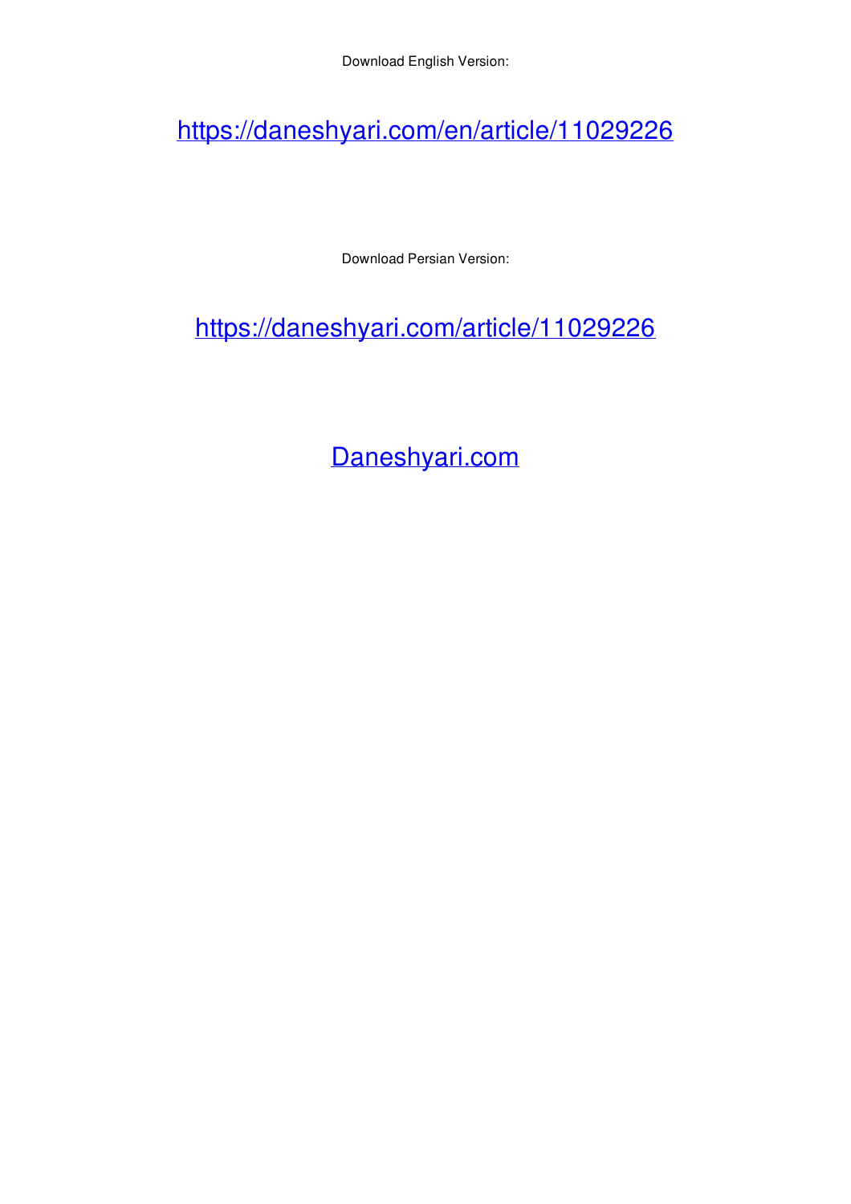Download English Version:

https://daneshyari.com/en/article/11029226

Download Persian Version:

https://daneshyari.com/article/11029226

Daneshyari.com